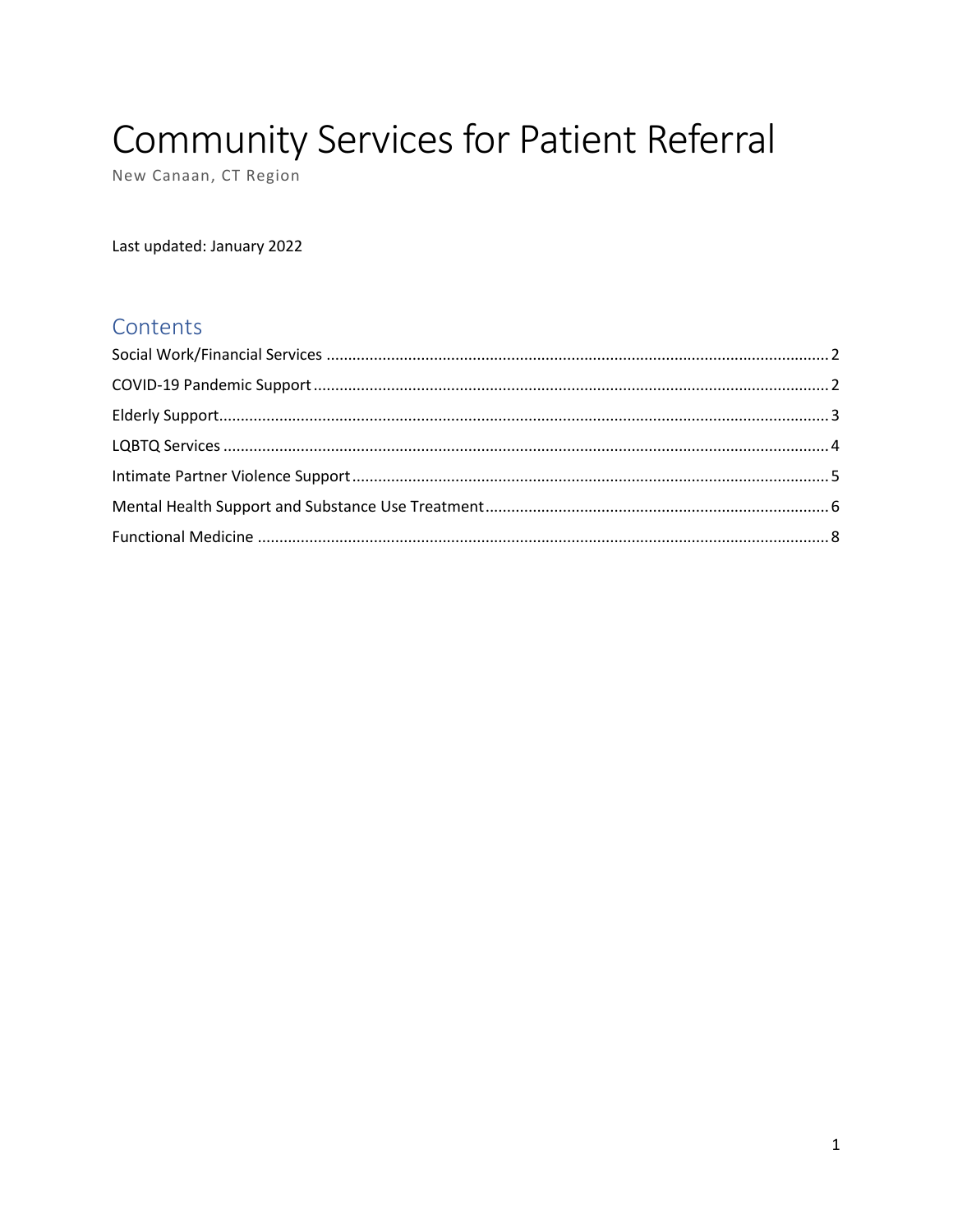# Community Services for Patient Referral

New Canaan, CT Region

Last updated: January 2022

## Contents

- Social Work/Financial Services ..... 2
- COVID-19 Pandemic Support ..... 2
- Elderly Support ..... 3
- LQBTQ Services ..... 4
- Intimate Partner Violence Support ..... 5
- Mental Health Support and Substance Use Treatment ..... 6
- Functional Medicine ..... 8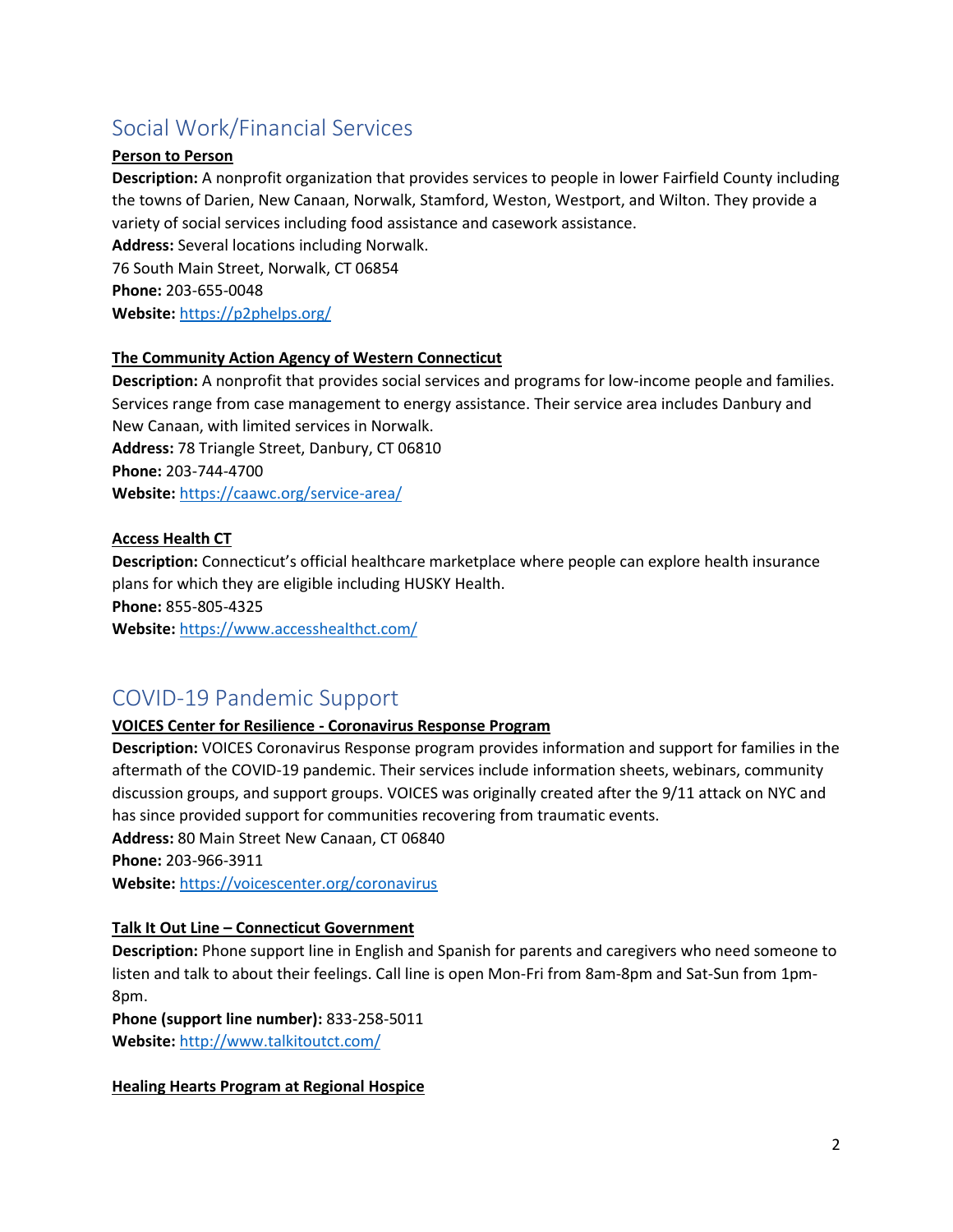## Social Work/Financial Services

**Person to Person**

**Description:** A nonprofit organization that provides services to people in lower Fairfield County including the towns of Darien, New Canaan, Norwalk, Stamford, Weston, Westport, and Wilton. They provide a variety of social services including food assistance and casework assistance.
**Address:** Several locations including Norwalk.
76 South Main Street, Norwalk, CT 06854
**Phone:** 203-655-0048
**Website:** https://p2phelps.org/

**The Community Action Agency of Western Connecticut**

**Description:** A nonprofit that provides social services and programs for low-income people and families. Services range from case management to energy assistance. Their service area includes Danbury and New Canaan, with limited services in Norwalk.
**Address:** 78 Triangle Street, Danbury, CT 06810
**Phone:** 203-744-4700
**Website:** https://caawc.org/service-area/

**Access Health CT**

**Description:** Connecticut's official healthcare marketplace where people can explore health insurance plans for which they are eligible including HUSKY Health.
**Phone:** 855-805-4325
**Website:** https://www.accesshealthct.com/

## COVID-19 Pandemic Support

**VOICES Center for Resilience - Coronavirus Response Program**

**Description:** VOICES Coronavirus Response program provides information and support for families in the aftermath of the COVID-19 pandemic. Their services include information sheets, webinars, community discussion groups, and support groups. VOICES was originally created after the 9/11 attack on NYC and has since provided support for communities recovering from traumatic events.
**Address:** 80 Main Street New Canaan, CT 06840
**Phone:** 203-966-3911
**Website:** https://voicescenter.org/coronavirus

**Talk It Out Line – Connecticut Government**

**Description:** Phone support line in English and Spanish for parents and caregivers who need someone to listen and talk to about their feelings. Call line is open Mon-Fri from 8am-8pm and Sat-Sun from 1pm-8pm.
**Phone (support line number):** 833-258-5011
**Website:** http://www.talkitoutct.com/

**Healing Hearts Program at Regional Hospice**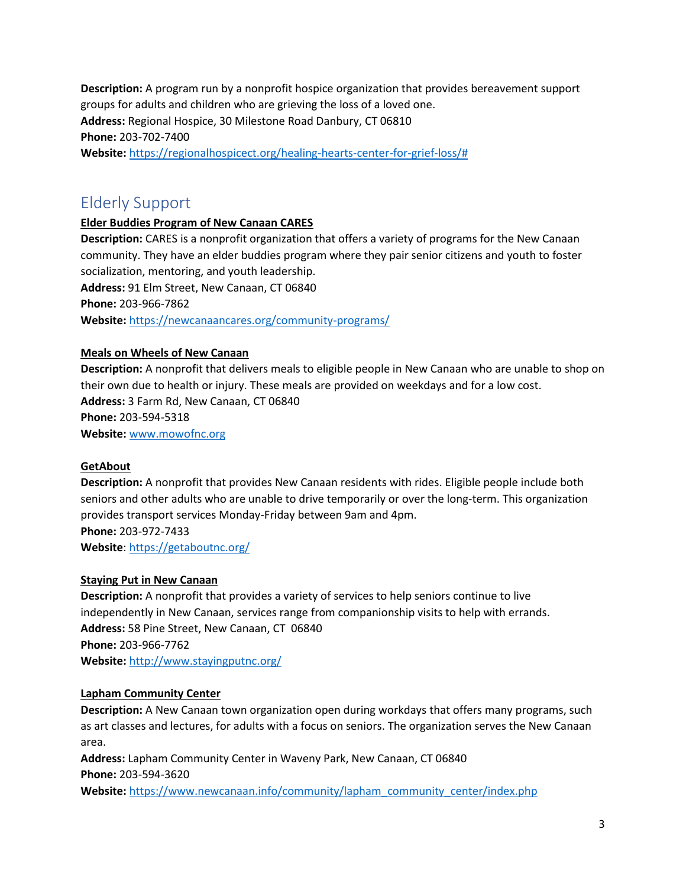**Description:** A program run by a nonprofit hospice organization that provides bereavement support groups for adults and children who are grieving the loss of a loved one.
**Address:** Regional Hospice, 30 Milestone Road Danbury, CT 06810
**Phone:** 203-702-7400
**Website:** [https://regionalhospicect.org/healing-hearts-center-for-grief-loss/#](https://regionalhospicect.org/healing-hearts-center-for-grief-loss/#)

## Elderly Support

**Elder Buddies Program of New Canaan CARES**
**Description:** CARES is a nonprofit organization that offers a variety of programs for the New Canaan community. They have an elder buddies program where they pair senior citizens and youth to foster socialization, mentoring, and youth leadership.
**Address:** 91 Elm Street, New Canaan, CT 06840
**Phone:** 203-966-7862
**Website:** [https://newcanaancares.org/community-programs/](https://newcanaancares.org/community-programs/)

**Meals on Wheels of New Canaan**
**Description:** A nonprofit that delivers meals to eligible people in New Canaan who are unable to shop on their own due to health or injury. These meals are provided on weekdays and for a low cost.
**Address:** 3 Farm Rd, New Canaan, CT 06840
**Phone:** 203-594-5318
**Website:** [www.mowofnc.org](http://www.mowofnc.org)

**GetAbout**
**Description:** A nonprofit that provides New Canaan residents with rides. Eligible people include both seniors and other adults who are unable to drive temporarily or over the long-term. This organization provides transport services Monday-Friday between 9am and 4pm.
**Phone:** 203-972-7433
**Website**: [https://getaboutnc.org/](https://getaboutnc.org/)

**Staying Put in New Canaan**
**Description:** A nonprofit that provides a variety of services to help seniors continue to live independently in New Canaan, services range from companionship visits to help with errands.
**Address:** 58 Pine Street, New Canaan, CT 06840
**Phone:** 203-966-7762
**Website:** [http://www.stayingputnc.org/](http://www.stayingputnc.org/)

**Lapham Community Center**
**Description:** A New Canaan town organization open during workdays that offers many programs, such as art classes and lectures, for adults with a focus on seniors. The organization serves the New Canaan area.
**Address:** Lapham Community Center in Waveny Park, New Canaan, CT 06840
**Phone:** 203-594-3620
**Website:** [https://www.newcanaan.info/community/lapham_community_center/index.php](https://www.newcanaan.info/community/lapham_community_center/index.php)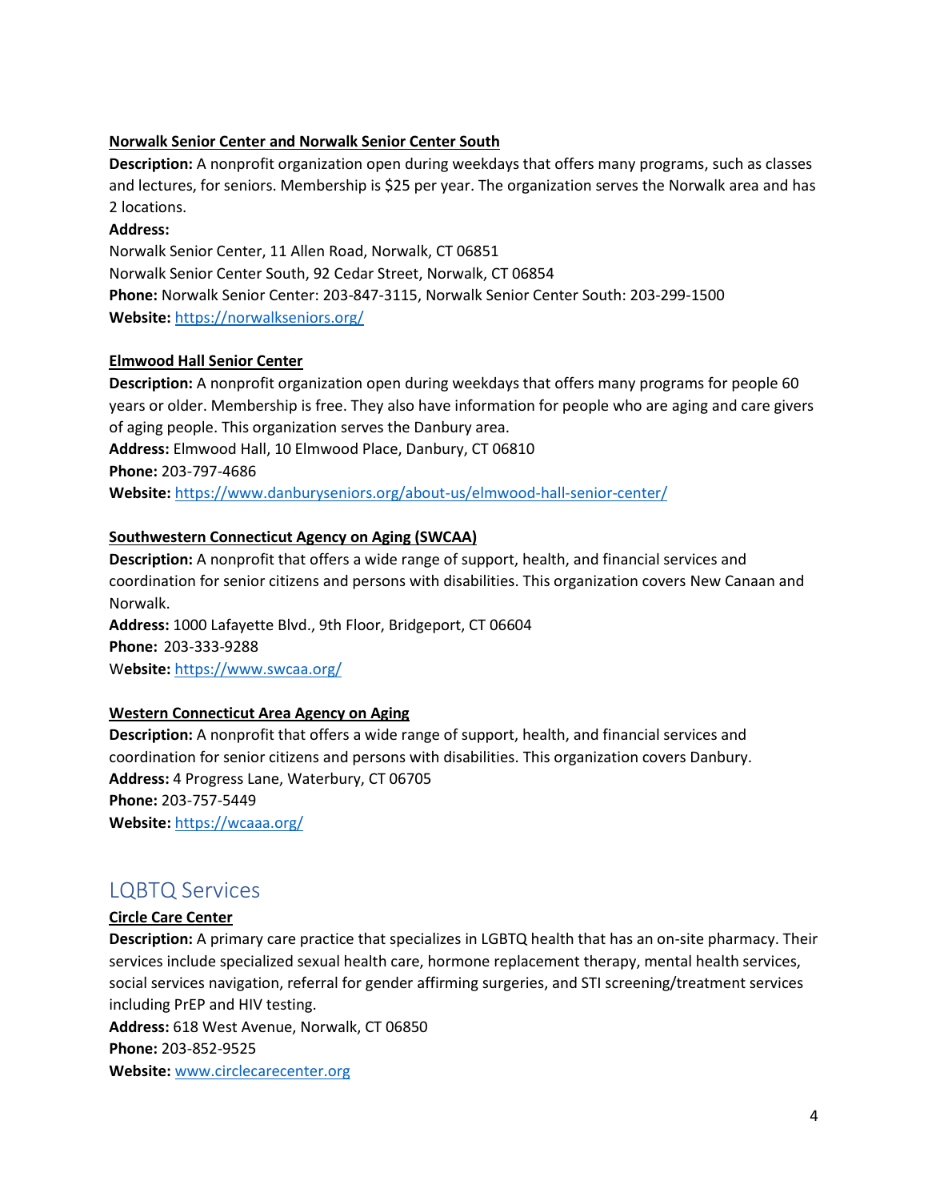**Norwalk Senior Center and Norwalk Senior Center South**

**Description:** A nonprofit organization open during weekdays that offers many programs, such as classes and lectures, for seniors. Membership is $25 per year. The organization serves the Norwalk area and has 2 locations.

**Address:**

Norwalk Senior Center, 11 Allen Road, Norwalk, CT 06851

Norwalk Senior Center South, 92 Cedar Street, Norwalk, CT 06854

**Phone:** Norwalk Senior Center: 203-847-3115, Norwalk Senior Center South: 203-299-1500

**Website:** https://norwalkseniors.org/

**Elmwood Hall Senior Center**

**Description:** A nonprofit organization open during weekdays that offers many programs for people 60 years or older. Membership is free. They also have information for people who are aging and care givers of aging people. This organization serves the Danbury area.

**Address:** Elmwood Hall, 10 Elmwood Place, Danbury, CT 06810

**Phone:** 203-797-4686

**Website:** https://www.danburyseniors.org/about-us/elmwood-hall-senior-center/

**Southwestern Connecticut Agency on Aging (SWCAA)**

**Description:** A nonprofit that offers a wide range of support, health, and financial services and coordination for senior citizens and persons with disabilities. This organization covers New Canaan and Norwalk.

**Address:** 1000 Lafayette Blvd., 9th Floor, Bridgeport, CT 06604

**Phone:** 203-333-9288

**Website:** https://www.swcaa.org/

**Western Connecticut Area Agency on Aging**

**Description:** A nonprofit that offers a wide range of support, health, and financial services and coordination for senior citizens and persons with disabilities. This organization covers Danbury.

**Address:** 4 Progress Lane, Waterbury, CT 06705

**Phone:** 203-757-5449

**Website:** https://wcaaa.org/

## LQBTQ Services

**Circle Care Center**

**Description:** A primary care practice that specializes in LGBTQ health that has an on-site pharmacy. Their services include specialized sexual health care, hormone replacement therapy, mental health services, social services navigation, referral for gender affirming surgeries, and STI screening/treatment services including PrEP and HIV testing.

**Address:** 618 West Avenue, Norwalk, CT 06850

**Phone:** 203-852-9525

**Website:** www.circlecarecenter.org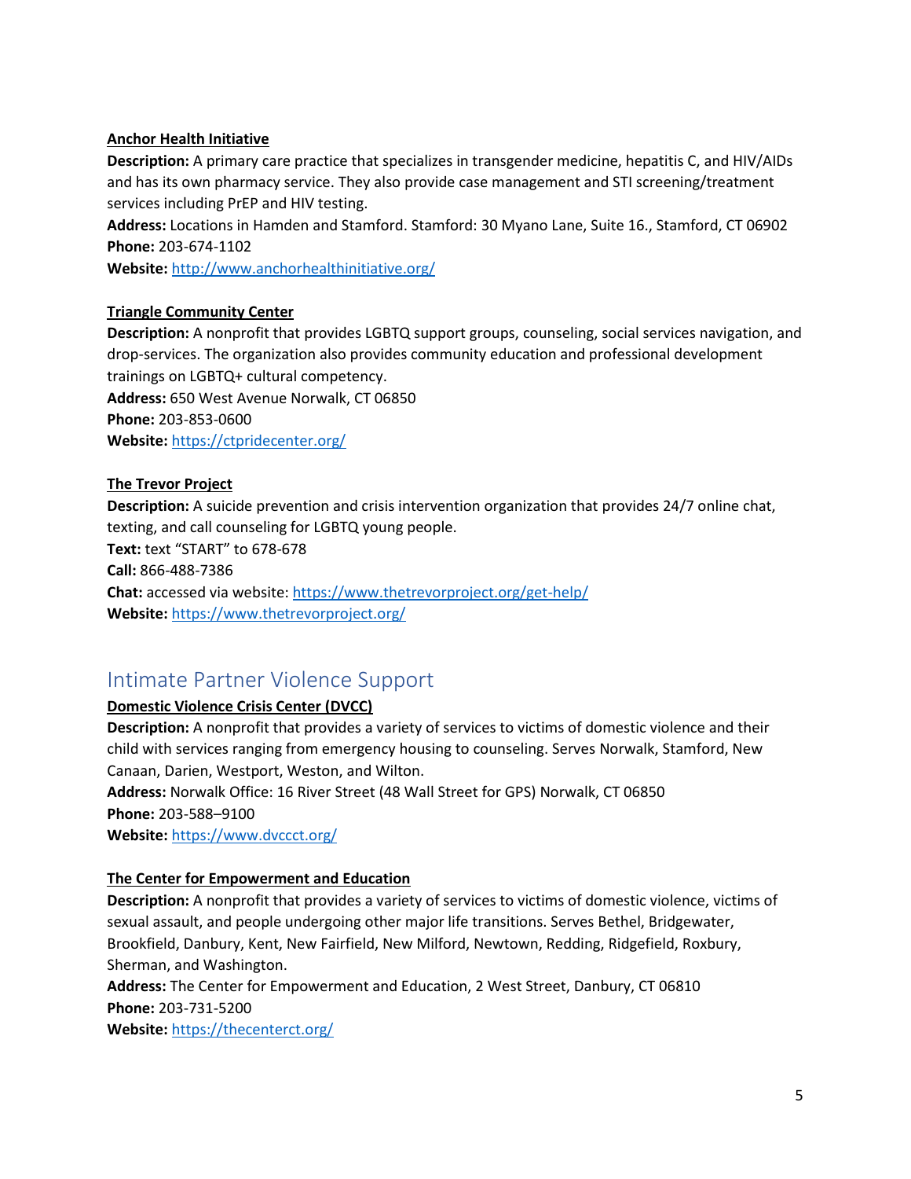**Anchor Health Initiative**

**Description:** A primary care practice that specializes in transgender medicine, hepatitis C, and HIV/AIDs and has its own pharmacy service. They also provide case management and STI screening/treatment services including PrEP and HIV testing.

**Address:** Locations in Hamden and Stamford. Stamford: 30 Myano Lane, Suite 16., Stamford, CT 06902

**Phone:** 203-674-1102

**Website:** http://www.anchorhealthinitiative.org/

**Triangle Community Center**

**Description:** A nonprofit that provides LGBTQ support groups, counseling, social services navigation, and drop-services. The organization also provides community education and professional development trainings on LGBTQ+ cultural competency.

**Address:** 650 West Avenue Norwalk, CT 06850

**Phone:** 203-853-0600

**Website:** https://ctpridecenter.org/

**The Trevor Project**

**Description:** A suicide prevention and crisis intervention organization that provides 24/7 online chat, texting, and call counseling for LGBTQ young people.

**Text:** text "START" to 678-678

**Call:** 866-488-7386

**Chat:** accessed via website: https://www.thetrevorproject.org/get-help/

**Website:** https://www.thetrevorproject.org/

## Intimate Partner Violence Support

**Domestic Violence Crisis Center (DVCC)**

**Description:** A nonprofit that provides a variety of services to victims of domestic violence and their child with services ranging from emergency housing to counseling. Serves Norwalk, Stamford, New Canaan, Darien, Westport, Weston, and Wilton.

**Address:** Norwalk Office: 16 River Street (48 Wall Street for GPS) Norwalk, CT 06850

**Phone:** 203-588–9100

**Website:** https://www.dvccct.org/

**The Center for Empowerment and Education**

**Description:** A nonprofit that provides a variety of services to victims of domestic violence, victims of sexual assault, and people undergoing other major life transitions. Serves Bethel, Bridgewater, Brookfield, Danbury, Kent, New Fairfield, New Milford, Newtown, Redding, Ridgefield, Roxbury, Sherman, and Washington.

**Address:** The Center for Empowerment and Education, 2 West Street, Danbury, CT 06810

**Phone:** 203-731-5200

**Website:** https://thecenterct.org/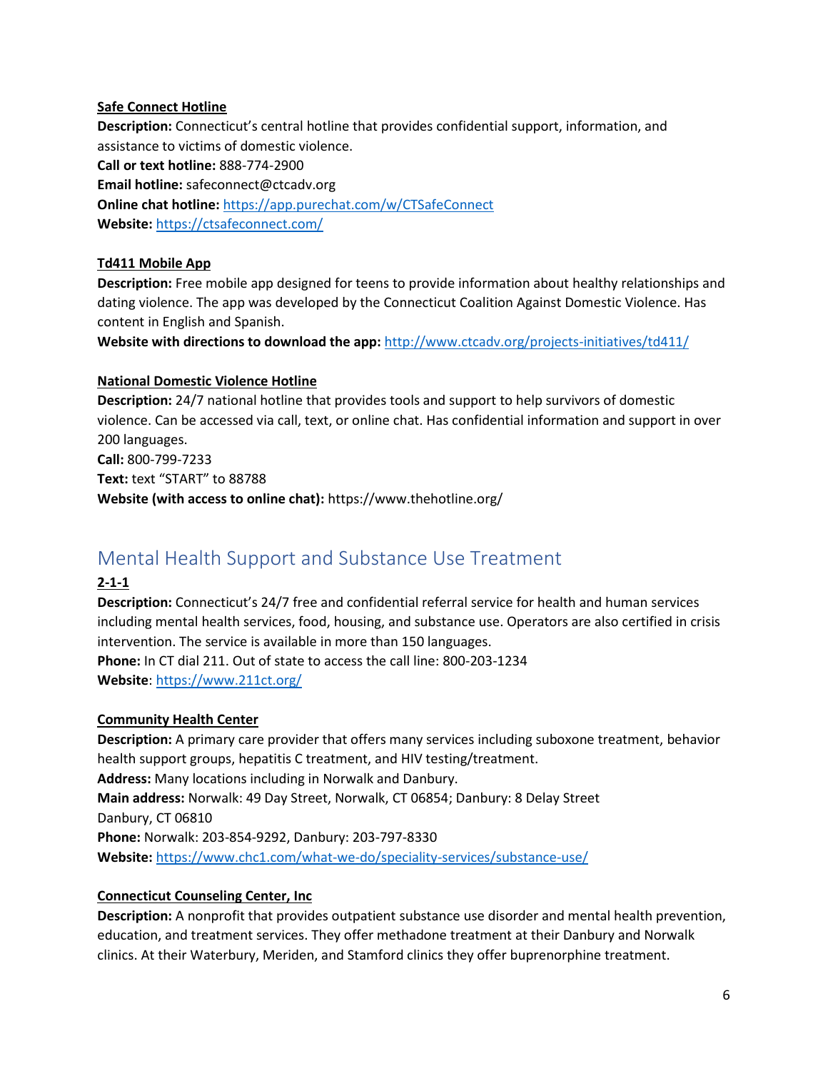**Safe Connect Hotline**

**Description:** Connecticut's central hotline that provides confidential support, information, and assistance to victims of domestic violence.

**Call or text hotline:** 888-774-2900

**Email hotline:** safeconnect@ctcadv.org

**Online chat hotline:** https://app.purechat.com/w/CTSafeConnect

**Website:** https://ctsafeconnect.com/

**Td411 Mobile App**

**Description:** Free mobile app designed for teens to provide information about healthy relationships and dating violence. The app was developed by the Connecticut Coalition Against Domestic Violence. Has content in English and Spanish.

**Website with directions to download the app:** http://www.ctcadv.org/projects-initiatives/td411/

**National Domestic Violence Hotline**

**Description:** 24/7 national hotline that provides tools and support to help survivors of domestic violence. Can be accessed via call, text, or online chat. Has confidential information and support in over 200 languages.

**Call:** 800-799-7233

**Text:** text "START" to 88788

**Website (with access to online chat):** https://www.thehotline.org/

## Mental Health Support and Substance Use Treatment

**2-1-1**

**Description:** Connecticut's 24/7 free and confidential referral service for health and human services including mental health services, food, housing, and substance use. Operators are also certified in crisis intervention. The service is available in more than 150 languages.

**Phone:** In CT dial 211. Out of state to access the call line: 800-203-1234

**Website**: https://www.211ct.org/

**Community Health Center**

**Description:** A primary care provider that offers many services including suboxone treatment, behavior health support groups, hepatitis C treatment, and HIV testing/treatment.

**Address:** Many locations including in Norwalk and Danbury.

**Main address:** Norwalk: 49 Day Street, Norwalk, CT 06854; Danbury: 8 Delay Street Danbury, CT 06810

**Phone:** Norwalk: 203-854-9292, Danbury: 203-797-8330

**Website:** https://www.chc1.com/what-we-do/speciality-services/substance-use/

**Connecticut Counseling Center, Inc**

**Description:** A nonprofit that provides outpatient substance use disorder and mental health prevention, education, and treatment services. They offer methadone treatment at their Danbury and Norwalk clinics. At their Waterbury, Meriden, and Stamford clinics they offer buprenorphine treatment.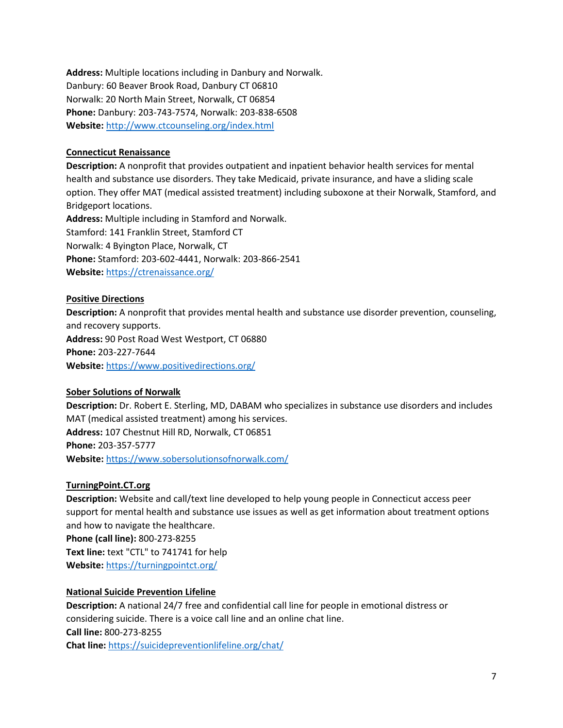**Address:** Multiple locations including in Danbury and Norwalk.
Danbury: 60 Beaver Brook Road, Danbury CT 06810
Norwalk: 20 North Main Street, Norwalk, CT 06854
**Phone:** Danbury: 203-743-7574, Norwalk: 203-838-6508
**Website:** [http://www.ctcounseling.org/index.html](http://www.ctcounseling.org/index.html)

**Connecticut Renaissance**

**Description:** A nonprofit that provides outpatient and inpatient behavior health services for mental health and substance use disorders. They take Medicaid, private insurance, and have a sliding scale option. They offer MAT (medical assisted treatment) including suboxone at their Norwalk, Stamford, and Bridgeport locations.
**Address:** Multiple including in Stamford and Norwalk.
Stamford: 141 Franklin Street, Stamford CT
Norwalk: 4 Byington Place, Norwalk, CT
**Phone:** Stamford: 203-602-4441, Norwalk: 203-866-2541
**Website:** [https://ctrenaissance.org/](https://ctrenaissance.org/)

**Positive Directions**

**Description:** A nonprofit that provides mental health and substance use disorder prevention, counseling, and recovery supports.
**Address:** 90 Post Road West Westport, CT 06880
**Phone:** 203-227-7644
**Website:** [https://www.positivedirections.org/](https://www.positivedirections.org/)

**Sober Solutions of Norwalk**

**Description:** Dr. Robert E. Sterling, MD, DABAM who specializes in substance use disorders and includes MAT (medical assisted treatment) among his services.
**Address:** 107 Chestnut Hill RD, Norwalk, CT 06851
**Phone:** 203-357-5777
**Website:** [https://www.sobersolutionsofnorwalk.com/](https://www.sobersolutionsofnorwalk.com/)

**TurningPoint.CT.org**

**Description:** Website and call/text line developed to help young people in Connecticut access peer support for mental health and substance use issues as well as get information about treatment options and how to navigate the healthcare.
**Phone (call line):** 800-273-8255
**Text line:** text "CTL" to 741741 for help
**Website:** [https://turningpointct.org/](https://turningpointct.org/)

**National Suicide Prevention Lifeline**

**Description:** A national 24/7 free and confidential call line for people in emotional distress or considering suicide. There is a voice call line and an online chat line.
**Call line:** 800-273-8255
**Chat line:** [https://suicidepreventionlifeline.org/chat/](https://suicidepreventionlifeline.org/chat/)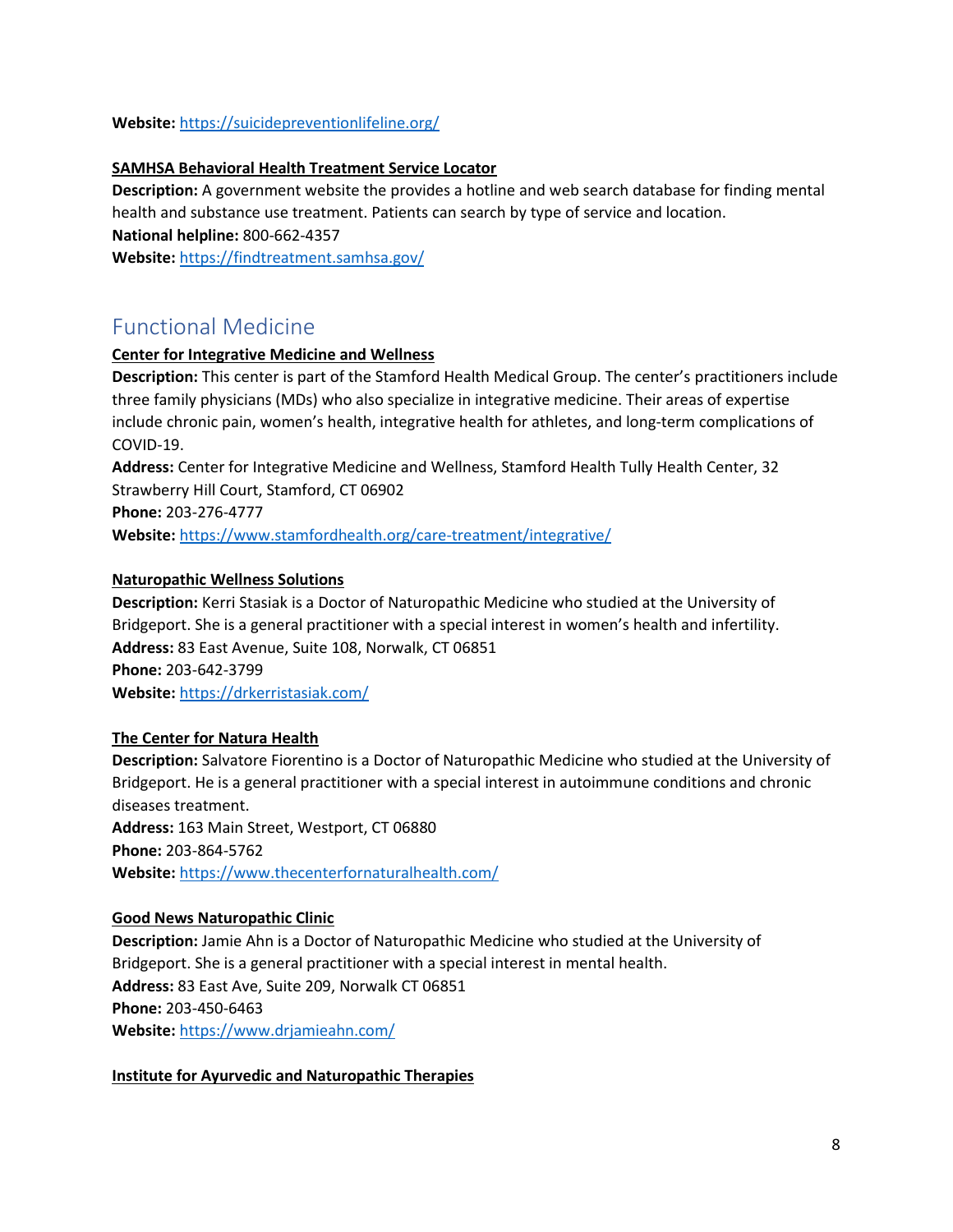**Website:** https://suicidepreventionlifeline.org/

**SAMHSA Behavioral Health Treatment Service Locator**

**Description:** A government website the provides a hotline and web search database for finding mental health and substance use treatment. Patients can search by type of service and location.
**National helpline:** 800-662-4357
**Website:** https://findtreatment.samhsa.gov/

## Functional Medicine

**Center for Integrative Medicine and Wellness**

**Description:** This center is part of the Stamford Health Medical Group. The center's practitioners include three family physicians (MDs) who also specialize in integrative medicine. Their areas of expertise include chronic pain, women's health, integrative health for athletes, and long-term complications of COVID-19.
**Address:** Center for Integrative Medicine and Wellness, Stamford Health Tully Health Center, 32 Strawberry Hill Court, Stamford, CT 06902
**Phone:** 203-276-4777
**Website:** https://www.stamfordhealth.org/care-treatment/integrative/

**Naturopathic Wellness Solutions**

**Description:** Kerri Stasiak is a Doctor of Naturopathic Medicine who studied at the University of Bridgeport. She is a general practitioner with a special interest in women's health and infertility.
**Address:** 83 East Avenue, Suite 108, Norwalk, CT 06851
**Phone:** 203-642-3799
**Website:** https://drkerristasiak.com/

**The Center for Natura Health**

**Description:** Salvatore Fiorentino is a Doctor of Naturopathic Medicine who studied at the University of Bridgeport. He is a general practitioner with a special interest in autoimmune conditions and chronic diseases treatment.
**Address:** 163 Main Street, Westport, CT 06880
**Phone:** 203-864-5762
**Website:** https://www.thecenterfornaturalhealth.com/

**Good News Naturopathic Clinic**

**Description:** Jamie Ahn is a Doctor of Naturopathic Medicine who studied at the University of Bridgeport. She is a general practitioner with a special interest in mental health.
**Address:** 83 East Ave, Suite 209, Norwalk CT 06851
**Phone:** 203-450-6463
**Website:** https://www.drjamieahn.com/

**Institute for Ayurvedic and Naturopathic Therapies**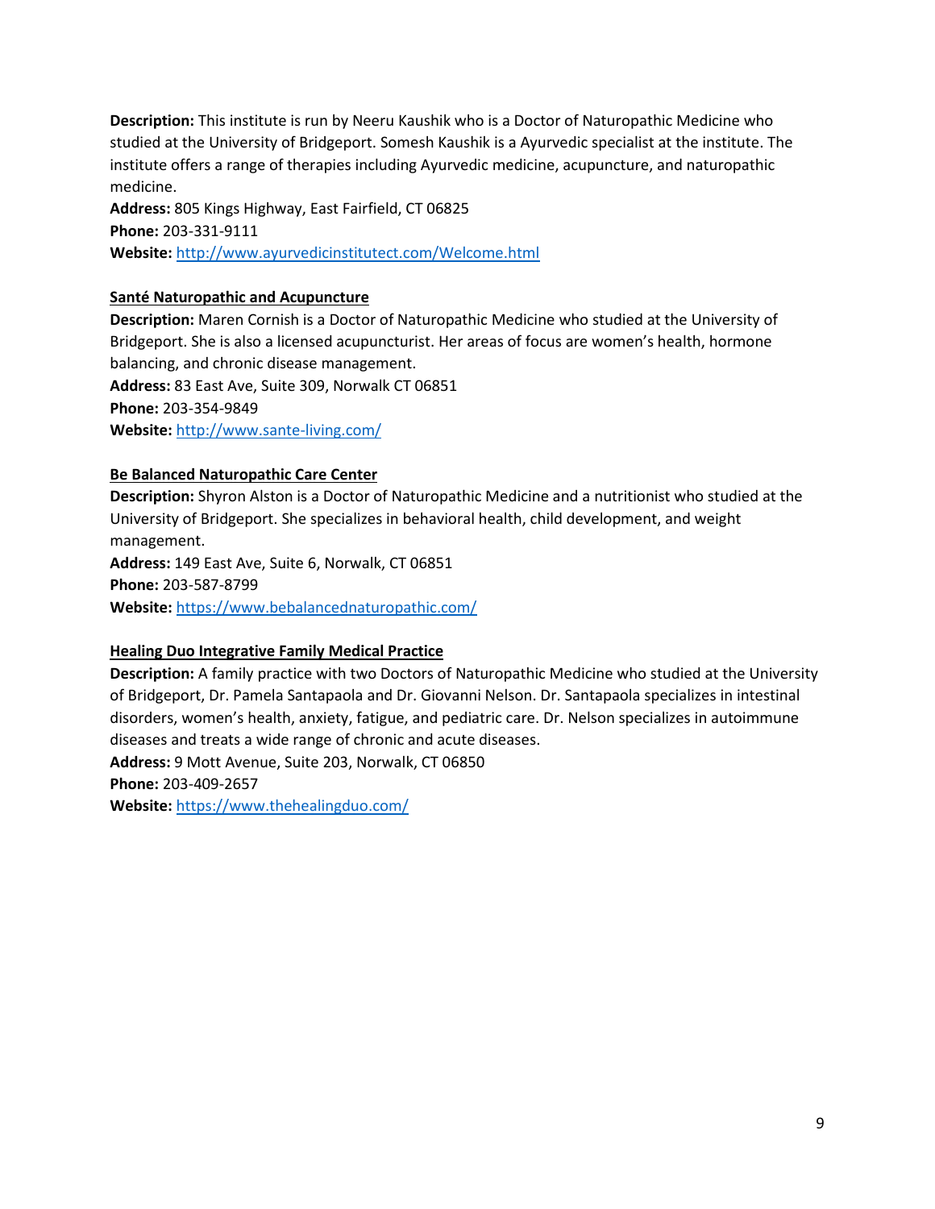**Description:** This institute is run by Neeru Kaushik who is a Doctor of Naturopathic Medicine who studied at the University of Bridgeport. Somesh Kaushik is a Ayurvedic specialist at the institute. The institute offers a range of therapies including Ayurvedic medicine, acupuncture, and naturopathic medicine.
**Address:** 805 Kings Highway, East Fairfield, CT 06825
**Phone:** 203-331-9111
**Website:** http://www.ayurvedicinstitutect.com/Welcome.html

**Santé Naturopathic and Acupuncture**
**Description:** Maren Cornish is a Doctor of Naturopathic Medicine who studied at the University of Bridgeport. She is also a licensed acupuncturist. Her areas of focus are women's health, hormone balancing, and chronic disease management.
**Address:** 83 East Ave, Suite 309, Norwalk CT 06851
**Phone:** 203-354-9849
**Website:** http://www.sante-living.com/

**Be Balanced Naturopathic Care Center**
**Description:** Shyron Alston is a Doctor of Naturopathic Medicine and a nutritionist who studied at the University of Bridgeport. She specializes in behavioral health, child development, and weight management.
**Address:** 149 East Ave, Suite 6, Norwalk, CT 06851
**Phone:** 203-587-8799
**Website:** https://www.bebalancednaturopathic.com/

**Healing Duo Integrative Family Medical Practice**
**Description:** A family practice with two Doctors of Naturopathic Medicine who studied at the University of Bridgeport, Dr. Pamela Santapaola and Dr. Giovanni Nelson. Dr. Santapaola specializes in intestinal disorders, women's health, anxiety, fatigue, and pediatric care. Dr. Nelson specializes in autoimmune diseases and treats a wide range of chronic and acute diseases.
**Address:** 9 Mott Avenue, Suite 203, Norwalk, CT 06850
**Phone:** 203-409-2657
**Website:** https://www.thehealingduo.com/